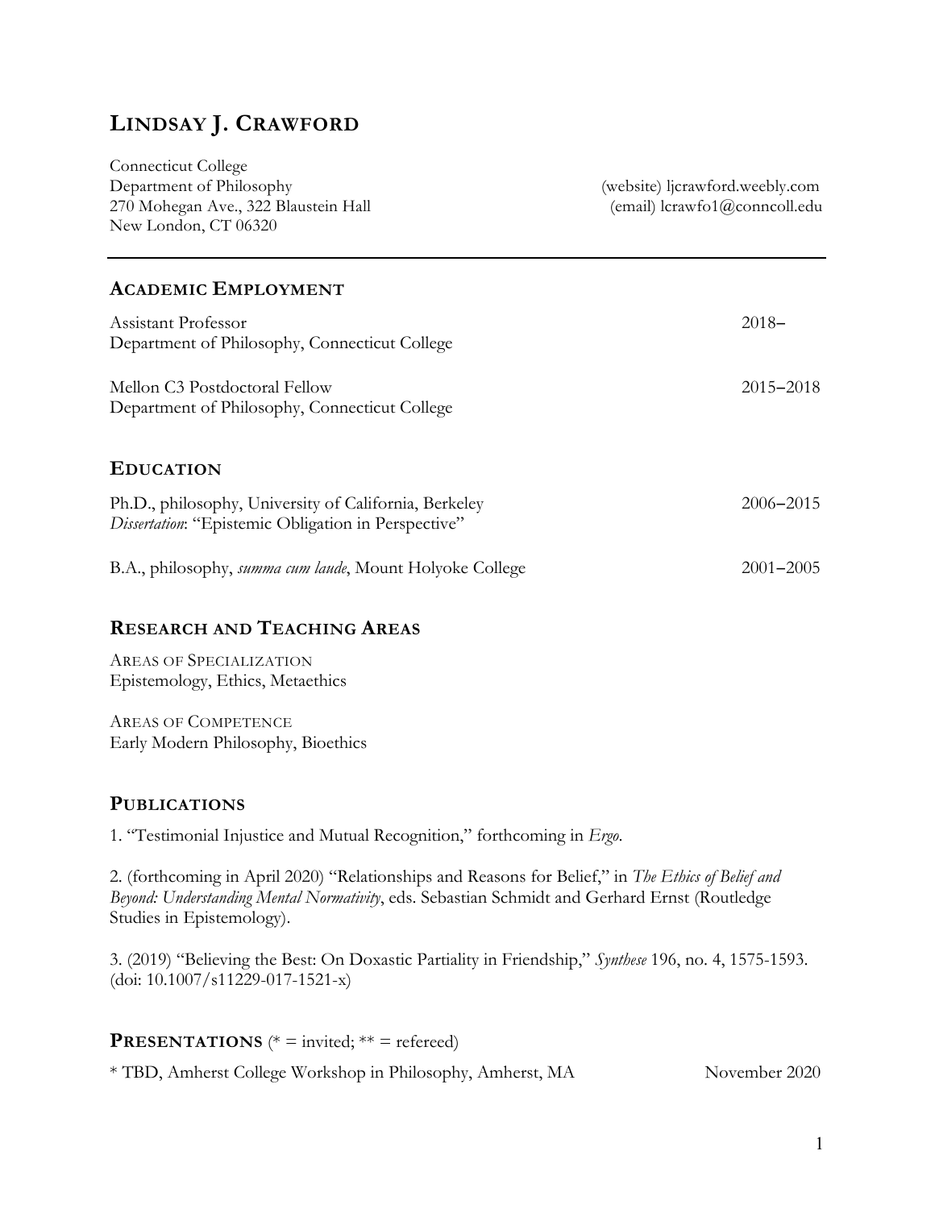# LINDSAY J. CRAWFORD

Connecticut College
Department of Philosophy
270 Mohegan Ave., 322 Blaustein Hall
New London, CT 06320

(website) ljcrawford.weebly.com
(email) lcrawfo1@conncoll.edu

---

## ACADEMIC EMPLOYMENT

Assistant Professor — 2018–
Department of Philosophy, Connecticut College

Mellon C3 Postdoctoral Fellow — 2015–2018
Department of Philosophy, Connecticut College

## EDUCATION

Ph.D., philosophy, University of California, Berkeley — 2006–2015
*Dissertation*: "Epistemic Obligation in Perspective"

B.A., philosophy, *summa cum laude*, Mount Holyoke College — 2001–2005

## RESEARCH AND TEACHING AREAS

AREAS OF SPECIALIZATION
Epistemology, Ethics, Metaethics

AREAS OF COMPETENCE
Early Modern Philosophy, Bioethics

## PUBLICATIONS

1. "Testimonial Injustice and Mutual Recognition," forthcoming in *Ergo*.

2. (forthcoming in April 2020) "Relationships and Reasons for Belief," in *The Ethics of Belief and Beyond: Understanding Mental Normativity*, eds. Sebastian Schmidt and Gerhard Ernst (Routledge Studies in Epistemology).

3. (2019) "Believing the Best: On Doxastic Partiality in Friendship," *Synthese* 196, no. 4, 1575-1593. (doi: 10.1007/s11229-017-1521-x)

## PRESENTATIONS (* = invited; ** = refereed)

* TBD, Amherst College Workshop in Philosophy, Amherst, MA — November 2020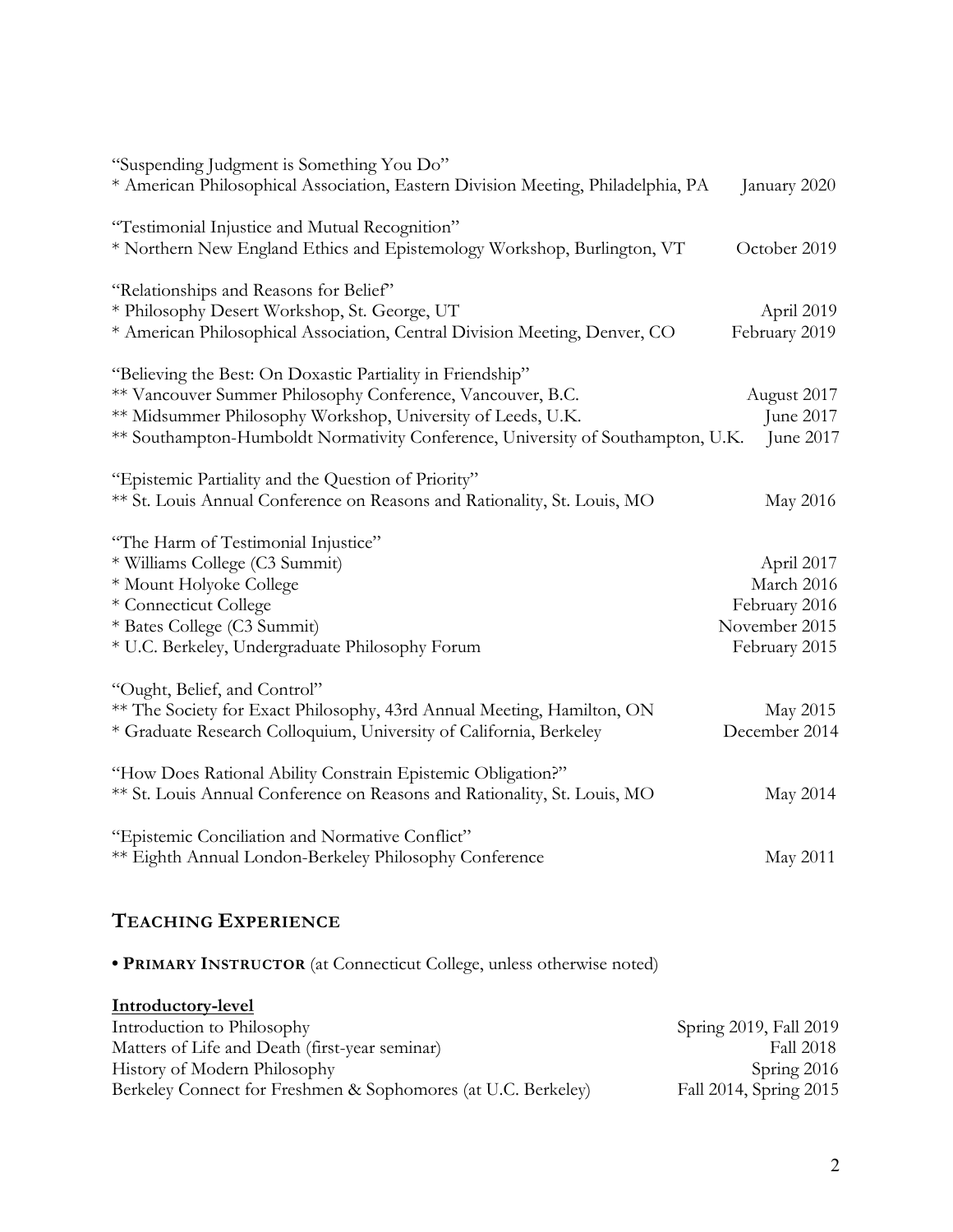"Suspending Judgment is Something You Do"
* American Philosophical Association, Eastern Division Meeting, Philadelphia, PA — January 2020

"Testimonial Injustice and Mutual Recognition"
* Northern New England Ethics and Epistemology Workshop, Burlington, VT — October 2019

"Relationships and Reasons for Belief"
* Philosophy Desert Workshop, St. George, UT — April 2019
* American Philosophical Association, Central Division Meeting, Denver, CO — February 2019

"Believing the Best: On Doxastic Partiality in Friendship"
** Vancouver Summer Philosophy Conference, Vancouver, B.C. — August 2017
** Midsummer Philosophy Workshop, University of Leeds, U.K. — June 2017
** Southampton-Humboldt Normativity Conference, University of Southampton, U.K. — June 2017

"Epistemic Partiality and the Question of Priority"
** St. Louis Annual Conference on Reasons and Rationality, St. Louis, MO — May 2016

"The Harm of Testimonial Injustice"
* Williams College (C3 Summit) — April 2017
* Mount Holyoke College — March 2016
* Connecticut College — February 2016
* Bates College (C3 Summit) — November 2015
* U.C. Berkeley, Undergraduate Philosophy Forum — February 2015

"Ought, Belief, and Control"
** The Society for Exact Philosophy, 43rd Annual Meeting, Hamilton, ON — May 2015
* Graduate Research Colloquium, University of California, Berkeley — December 2014

"How Does Rational Ability Constrain Epistemic Obligation?"
** St. Louis Annual Conference on Reasons and Rationality, St. Louis, MO — May 2014

"Epistemic Conciliation and Normative Conflict"
** Eighth Annual London-Berkeley Philosophy Conference — May 2011

## TEACHING EXPERIENCE

• **PRIMARY INSTRUCTOR** (at Connecticut College, unless otherwise noted)

**Introductory-level**

Introduction to Philosophy — Spring 2019, Fall 2019
Matters of Life and Death (first-year seminar) — Fall 2018
History of Modern Philosophy — Spring 2016
Berkeley Connect for Freshmen & Sophomores (at U.C. Berkeley) — Fall 2014, Spring 2015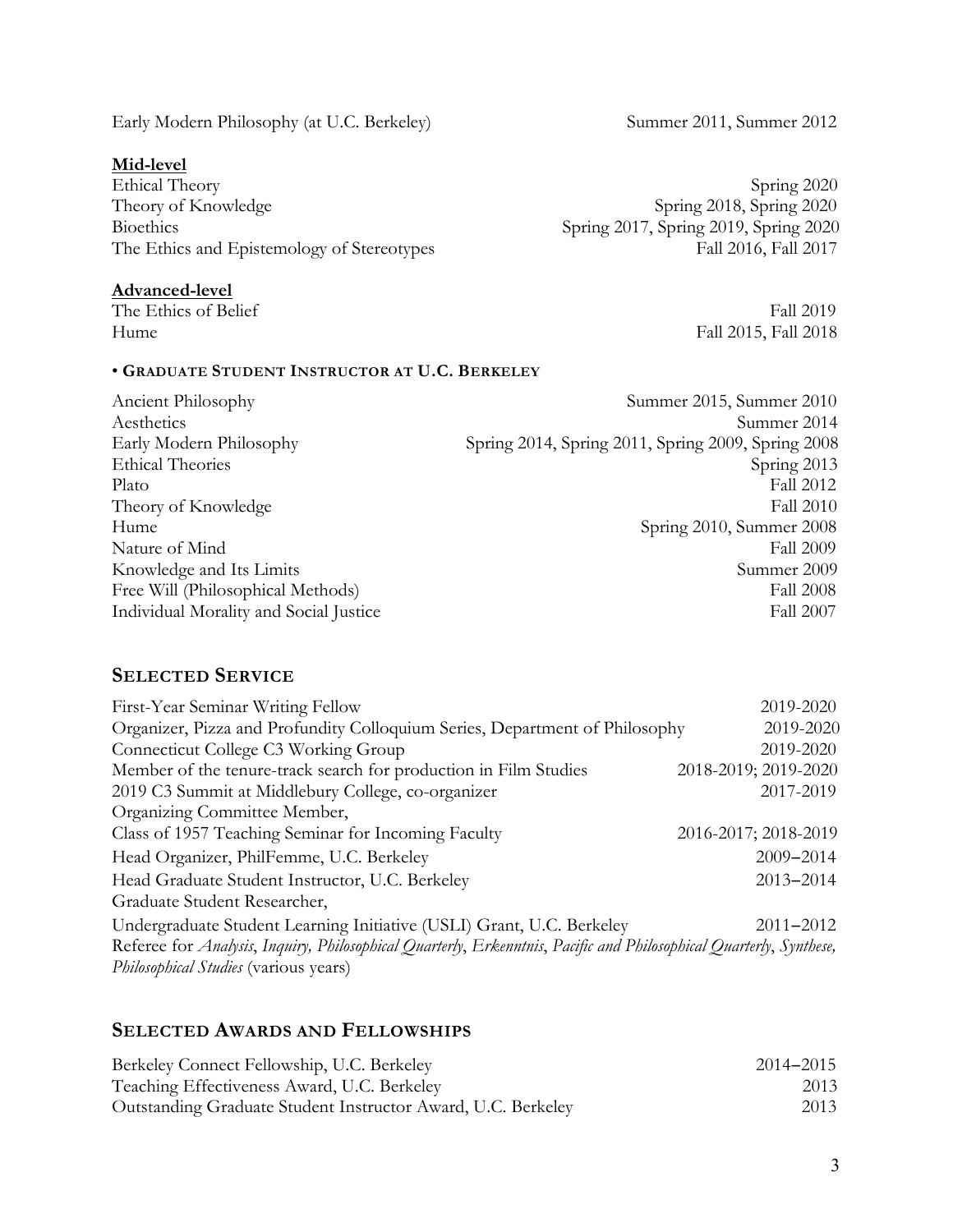Early Modern Philosophy (at U.C. Berkeley) — Summer 2011, Summer 2012

**Mid-level**

Ethical Theory — Spring 2020
Theory of Knowledge — Spring 2018, Spring 2020
Bioethics — Spring 2017, Spring 2019, Spring 2020
The Ethics and Epistemology of Stereotypes — Fall 2016, Fall 2017

**Advanced-level**

The Ethics of Belief — Fall 2019
Hume — Fall 2015, Fall 2018

• **GRADUATE STUDENT INSTRUCTOR AT U.C. BERKELEY**

Ancient Philosophy — Summer 2015, Summer 2010
Aesthetics — Summer 2014
Early Modern Philosophy — Spring 2014, Spring 2011, Spring 2009, Spring 2008
Ethical Theories — Spring 2013
Plato — Fall 2012
Theory of Knowledge — Fall 2010
Hume — Spring 2010, Summer 2008
Nature of Mind — Fall 2009
Knowledge and Its Limits — Summer 2009
Free Will (Philosophical Methods) — Fall 2008
Individual Morality and Social Justice — Fall 2007

## SELECTED SERVICE

First-Year Seminar Writing Fellow — 2019-2020
Organizer, Pizza and Profundity Colloquium Series, Department of Philosophy — 2019-2020
Connecticut College C3 Working Group — 2019-2020
Member of the tenure-track search for production in Film Studies — 2018-2019; 2019-2020
2019 C3 Summit at Middlebury College, co-organizer — 2017-2019
Organizing Committee Member, Class of 1957 Teaching Seminar for Incoming Faculty — 2016-2017; 2018-2019
Head Organizer, PhilFemme, U.C. Berkeley — 2009–2014
Head Graduate Student Instructor, U.C. Berkeley — 2013–2014
Graduate Student Researcher, Undergraduate Student Learning Initiative (USLI) Grant, U.C. Berkeley — 2011–2012
Referee for *Analysis*, *Inquiry, Philosophical Quarterly*, *Erkenntnis*, *Pacific and Philosophical Quarterly*, *Synthese, Philosophical Studies* (various years)

## SELECTED AWARDS AND FELLOWSHIPS

Berkeley Connect Fellowship, U.C. Berkeley — 2014–2015
Teaching Effectiveness Award, U.C. Berkeley — 2013
Outstanding Graduate Student Instructor Award, U.C. Berkeley — 2013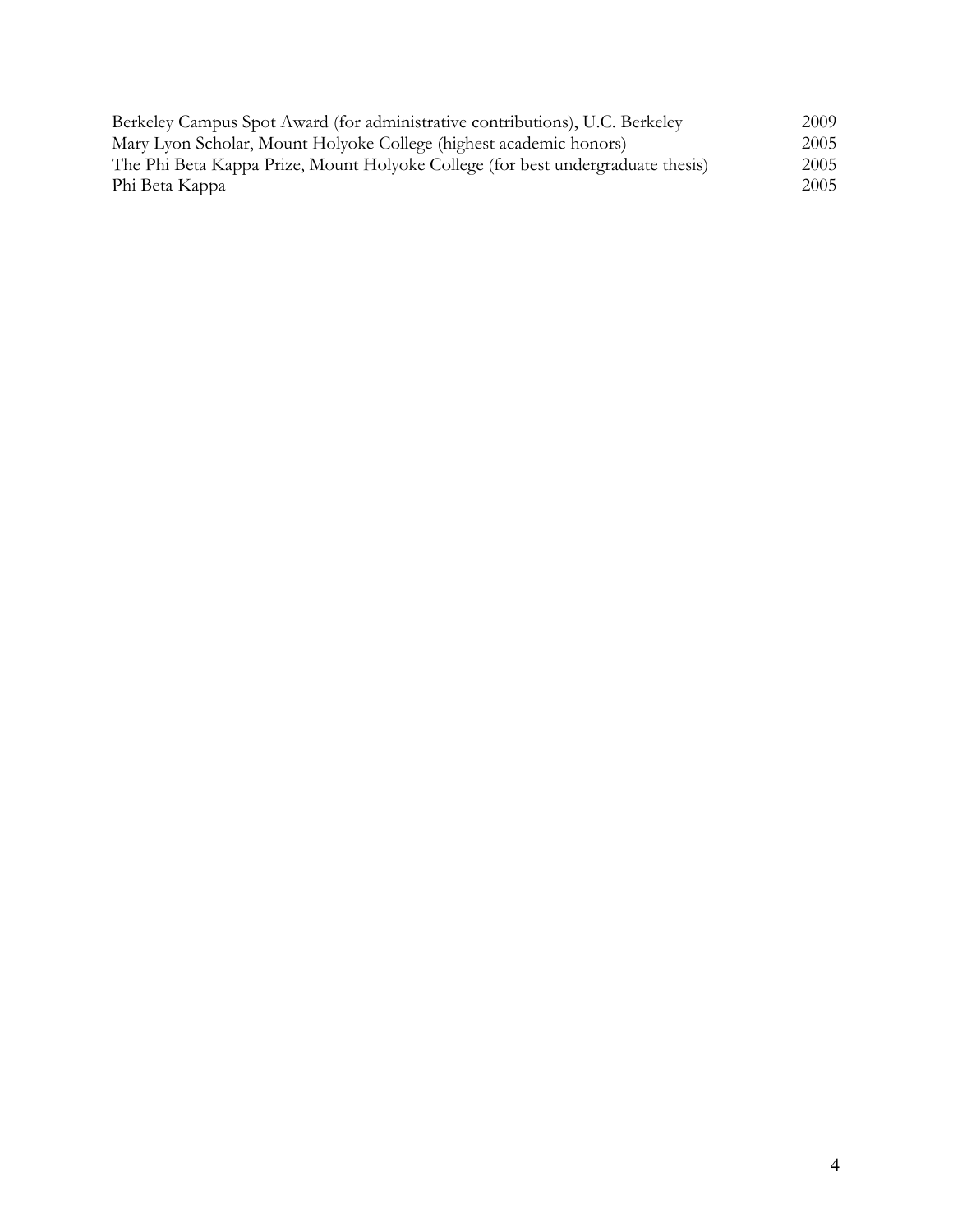| | |
|---|---|
| Berkeley Campus Spot Award (for administrative contributions), U.C. Berkeley | 2009 |
| Mary Lyon Scholar, Mount Holyoke College (highest academic honors) | 2005 |
| The Phi Beta Kappa Prize, Mount Holyoke College (for best undergraduate thesis) | 2005 |
| Phi Beta Kappa | 2005 |